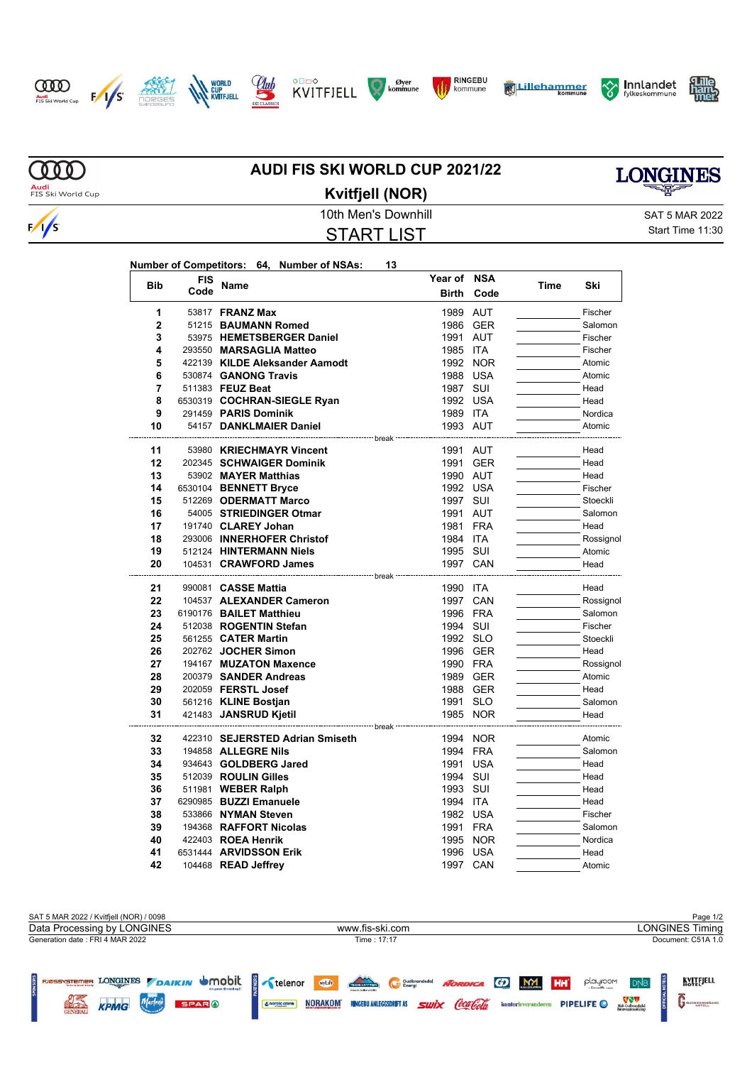# AUDI FIS SKI WORLD CUP 2021/22

## Kvitfjell (NOR)

10th Men's Downhill

SAT 5 MAR 2022

## START LIST

Start Time 11:30

**Number of Competitors: 64, Number of NSAs: 13**

| Bib | FIS Code | Name | Year of Birth | NSA Code | Time | Ski |
|---|---|---|---|---|---|---|
| 1 | 53817 | **FRANZ Max** | 1989 | AUT | | Fischer |
| 2 | 51215 | **BAUMANN Romed** | 1986 | GER | | Salomon |
| 3 | 53975 | **HEMETSBERGER Daniel** | 1991 | AUT | | Fischer |
| 4 | 293550 | **MARSAGLIA Matteo** | 1985 | ITA | | Fischer |
| 5 | 422139 | **KILDE Aleksander Aamodt** | 1992 | NOR | | Atomic |
| 6 | 530874 | **GANONG Travis** | 1988 | USA | | Atomic |
| 7 | 511383 | **FEUZ Beat** | 1987 | SUI | | Head |
| 8 | 6530319 | **COCHRAN-SIEGLE Ryan** | 1992 | USA | | Head |
| 9 | 291459 | **PARIS Dominik** | 1989 | ITA | | Nordica |
| 10 | 54157 | **DANKLMAIER Daniel** | 1993 | AUT | | Atomic |
| | | break | | | | |
| 11 | 53980 | **KRIECHMAYR Vincent** | 1991 | AUT | | Head |
| 12 | 202345 | **SCHWAIGER Dominik** | 1991 | GER | | Head |
| 13 | 53902 | **MAYER Matthias** | 1990 | AUT | | Head |
| 14 | 6530104 | **BENNETT Bryce** | 1992 | USA | | Fischer |
| 15 | 512269 | **ODERMATT Marco** | 1997 | SUI | | Stoeckli |
| 16 | 54005 | **STRIEDINGER Otmar** | 1991 | AUT | | Salomon |
| 17 | 191740 | **CLAREY Johan** | 1981 | FRA | | Head |
| 18 | 293006 | **INNERHOFER Christof** | 1984 | ITA | | Rossignol |
| 19 | 512124 | **HINTERMANN Niels** | 1995 | SUI | | Atomic |
| 20 | 104531 | **CRAWFORD James** | 1997 | CAN | | Head |
| | | break | | | | |
| 21 | 990081 | **CASSE Mattia** | 1990 | ITA | | Head |
| 22 | 104537 | **ALEXANDER Cameron** | 1997 | CAN | | Rossignol |
| 23 | 6190176 | **BAILET Matthieu** | 1996 | FRA | | Salomon |
| 24 | 512038 | **ROGENTIN Stefan** | 1994 | SUI | | Fischer |
| 25 | 561255 | **CATER Martin** | 1992 | SLO | | Stoeckli |
| 26 | 202762 | **JOCHER Simon** | 1996 | GER | | Head |
| 27 | 194167 | **MUZATON Maxence** | 1990 | FRA | | Rossignol |
| 28 | 200379 | **SANDER Andreas** | 1989 | GER | | Atomic |
| 29 | 202059 | **FERSTL Josef** | 1988 | GER | | Head |
| 30 | 561216 | **KLINE Bostjan** | 1991 | SLO | | Salomon |
| 31 | 421483 | **JANSRUD Kjetil** | 1985 | NOR | | Head |
| | | break | | | | |
| 32 | 422310 | **SEJERSTED Adrian Smiseth** | 1994 | NOR | | Atomic |
| 33 | 194858 | **ALLEGRE Nils** | 1994 | FRA | | Salomon |
| 34 | 934643 | **GOLDBERG Jared** | 1991 | USA | | Head |
| 35 | 512039 | **ROULIN Gilles** | 1994 | SUI | | Head |
| 36 | 511981 | **WEBER Ralph** | 1993 | SUI | | Head |
| 37 | 6290985 | **BUZZI Emanuele** | 1994 | ITA | | Head |
| 38 | 533866 | **NYMAN Steven** | 1982 | USA | | Fischer |
| 39 | 194368 | **RAFFORT Nicolas** | 1991 | FRA | | Salomon |
| 40 | 422403 | **ROEA Henrik** | 1995 | NOR | | Nordica |
| 41 | 6531444 | **ARVIDSSON Erik** | 1996 | USA | | Head |
| 42 | 104468 | **READ Jeffrey** | 1997 | CAN | | Atomic |

SAT 5 MAR 2022 / Kvitfjell (NOR) / 0098

Data Processing by LONGINES — www.fis-ski.com — LONGINES Timing

Generation date : FRI 4 MAR 2022 — Time : 17:17 — Document: C51A 1.0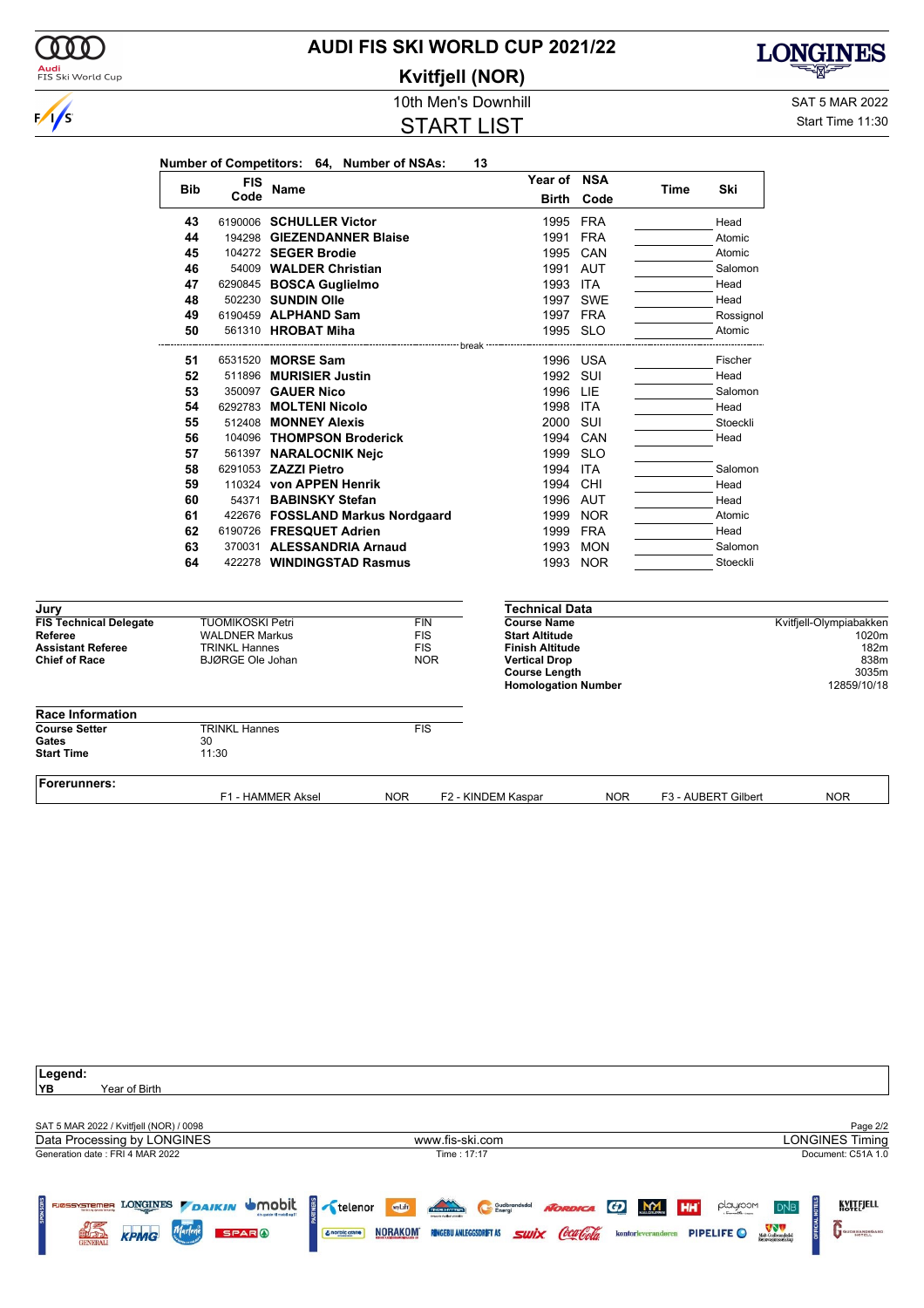# AUDI FIS SKI WORLD CUP 2021/22

## Kvitfjell (NOR)

### 10th Men's Downhill

### START LIST

SAT 5 MAR 2022
Start Time 11:30

**Number of Competitors: 64, Number of NSAs: 13**

| Bib | FIS Code | Name | Year of Birth | NSA Code | Time | Ski |
|---|---|---|---|---|---|---|
| 43 | 6190006 | **SCHULLER Victor** | 1995 | FRA | | Head |
| 44 | 194298 | **GIEZENDANNER Blaise** | 1991 | FRA | | Atomic |
| 45 | 104272 | **SEGER Brodie** | 1995 | CAN | | Atomic |
| 46 | 54009 | **WALDER Christian** | 1991 | AUT | | Salomon |
| 47 | 6290845 | **BOSCA Guglielmo** | 1993 | ITA | | Head |
| 48 | 502230 | **SUNDIN Olle** | 1997 | SWE | | Head |
| 49 | 6190459 | **ALPHAND Sam** | 1997 | FRA | | Rossignol |
| 50 | 561310 | **HROBAT Miha** | 1995 | SLO | | Atomic |
| | | break | | | | |
| 51 | 6531520 | **MORSE Sam** | 1996 | USA | | Fischer |
| 52 | 511896 | **MURISIER Justin** | 1992 | SUI | | Head |
| 53 | 350097 | **GAUER Nico** | 1996 | LIE | | Salomon |
| 54 | 6292783 | **MOLTENI Nicolo** | 1998 | ITA | | Head |
| 55 | 512408 | **MONNEY Alexis** | 2000 | SUI | | Stoeckli |
| 56 | 104096 | **THOMPSON Broderick** | 1994 | CAN | | Head |
| 57 | 561397 | **NARALOCNIK Nejc** | 1999 | SLO | | |
| 58 | 6291053 | **ZAZZI Pietro** | 1994 | ITA | | Salomon |
| 59 | 110324 | **von APPEN Henrik** | 1994 | CHI | | Head |
| 60 | 54371 | **BABINSKY Stefan** | 1996 | AUT | | Head |
| 61 | 422676 | **FOSSLAND Markus Nordgaard** | 1999 | NOR | | Atomic |
| 62 | 6190726 | **FRESQUET Adrien** | 1999 | FRA | | Head |
| 63 | 370031 | **ALESSANDRIA Arnaud** | 1993 | MON | | Salomon |
| 64 | 422278 | **WINDINGSTAD Rasmus** | 1993 | NOR | | Stoeckli |

**Jury**

| | | |
|---|---|---|
| **FIS Technical Delegate** | TUOMIKOSKI Petri | FIN |
| **Referee** | WALDNER Markus | FIS |
| **Assistant Referee** | TRINKL Hannes | FIS |
| **Chief of Race** | BJØRGE Ole Johan | NOR |

**Technical Data**

| | |
|---|---|
| **Course Name** | Kvitfjell-Olympiabakken |
| **Start Altitude** | 1020m |
| **Finish Altitude** | 182m |
| **Vertical Drop** | 838m |
| **Course Length** | 3035m |
| **Homologation Number** | 12859/10/18 |

**Race Information**

| | | |
|---|---|---|
| **Course Setter** | TRINKL Hannes | FIS |
| **Gates** | 30 | |
| **Start Time** | 11:30 | |

**Forerunners:**

F1 - HAMMER Aksel NOR    F2 - KINDEM Kaspar NOR    F3 - AUBERT Gilbert NOR

**Legend:**
**YB** Year of Birth

SAT 5 MAR 2022 / Kvitfjell (NOR) / 0098
Data Processing by LONGINES    www.fis-ski.com    LONGINES Timing
Generation date : FRI 4 MAR 2022    Time : 17:17    Document: C51A 1.0